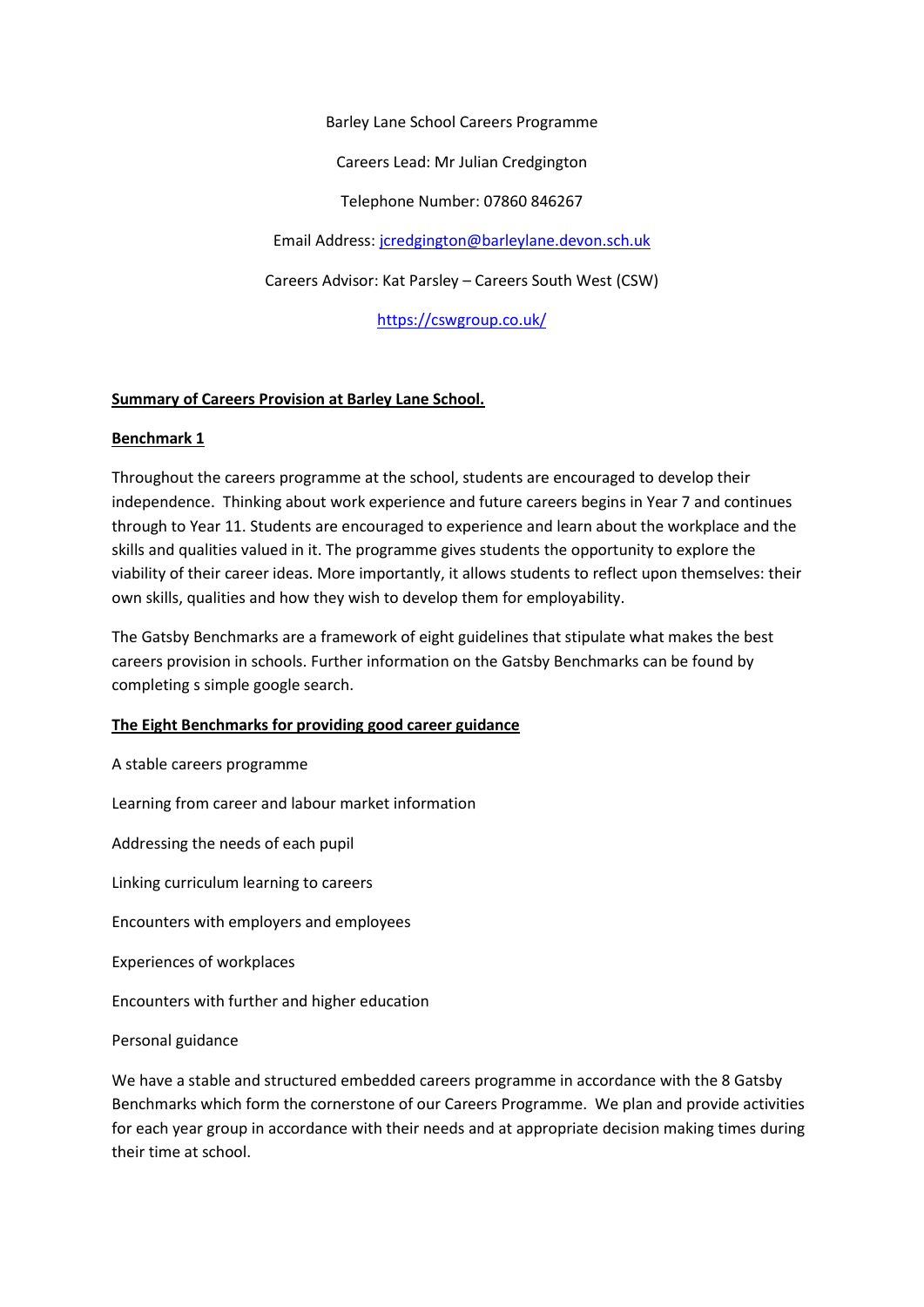Barley Lane School Careers Programme

Careers Lead: Mr Julian Credgington

Telephone Number: 07860 846267

Email Address: [jcredgington@barleylane.devon.sch.uk](mailto:jcredgington@barleylane.devon.sch.uk)

Careers Advisor: Kat Parsley – Careers South West (CSW)

[https://cswgroup.co.uk/](https://cswgroup.co.uk/)

## **Summary of Careers Provision at Barley Lane School.**

### **Benchmark 1**

Throughout the careers programme at the school, students are encouraged to develop their independence. Thinking about work experience and future careers begins in Year 7 and continues through to Year 11. Students are encouraged to experience and learn about the workplace and the skills and qualities valued in it. The programme gives students the opportunity to explore the viability of their career ideas. More importantly, it allows students to reflect upon themselves: their own skills, qualities and how they wish to develop them for employability.

The Gatsby Benchmarks are a framework of eight guidelines that stipulate what makes the best careers provision in schools. Further information on the Gatsby Benchmarks can be found by completing s simple google search.

### **The Eight Benchmarks for providing good career guidance**

A stable careers programme

Learning from career and labour market information

Addressing the needs of each pupil

Linking curriculum learning to careers

Encounters with employers and employees

Experiences of workplaces

Encounters with further and higher education

Personal guidance

We have a stable and structured embedded careers programme in accordance with the 8 Gatsby Benchmarks which form the cornerstone of our Careers Programme. We plan and provide activities for each year group in accordance with their needs and at appropriate decision making times during their time at school.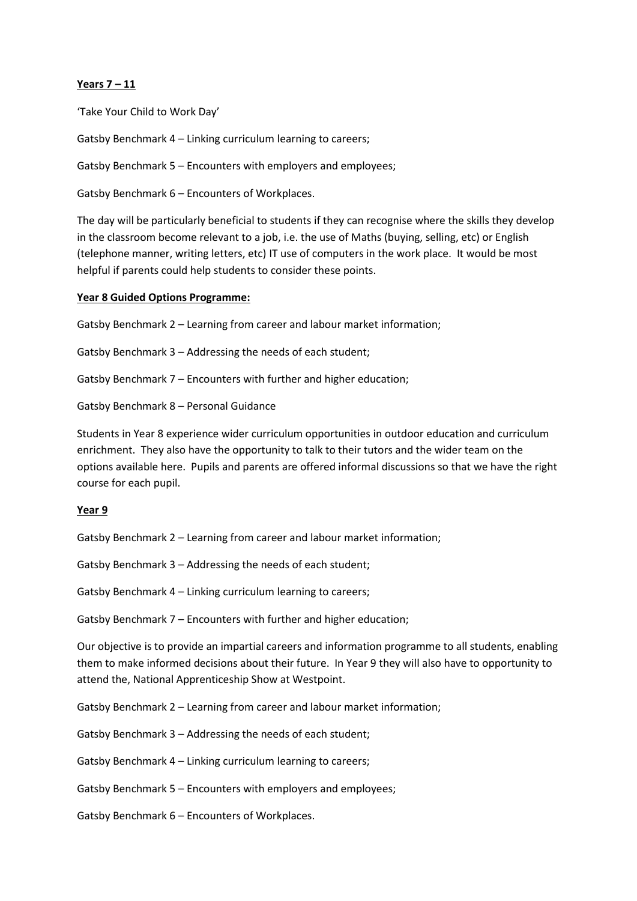**Years 7 – 11**

'Take Your Child to Work Day'

Gatsby Benchmark 4 – Linking curriculum learning to careers;

Gatsby Benchmark 5 – Encounters with employers and employees;

Gatsby Benchmark 6 – Encounters of Workplaces.

The day will be particularly beneficial to students if they can recognise where the skills they develop in the classroom become relevant to a job, i.e. the use of Maths (buying, selling, etc) or English (telephone manner, writing letters, etc) IT use of computers in the work place. It would be most helpful if parents could help students to consider these points.

**Year 8 Guided Options Programme:**

Gatsby Benchmark 2 – Learning from career and labour market information;

Gatsby Benchmark 3 – Addressing the needs of each student;

Gatsby Benchmark 7 – Encounters with further and higher education;

Gatsby Benchmark 8 – Personal Guidance

Students in Year 8 experience wider curriculum opportunities in outdoor education and curriculum enrichment. They also have the opportunity to talk to their tutors and the wider team on the options available here. Pupils and parents are offered informal discussions so that we have the right course for each pupil.

**Year 9**

Gatsby Benchmark 2 – Learning from career and labour market information;

Gatsby Benchmark 3 – Addressing the needs of each student;

Gatsby Benchmark 4 – Linking curriculum learning to careers;

Gatsby Benchmark 7 – Encounters with further and higher education;

Our objective is to provide an impartial careers and information programme to all students, enabling them to make informed decisions about their future. In Year 9 they will also have to opportunity to attend the, National Apprenticeship Show at Westpoint.

Gatsby Benchmark 2 – Learning from career and labour market information;

Gatsby Benchmark 3 – Addressing the needs of each student;

Gatsby Benchmark 4 – Linking curriculum learning to careers;

Gatsby Benchmark 5 – Encounters with employers and employees;

Gatsby Benchmark 6 – Encounters of Workplaces.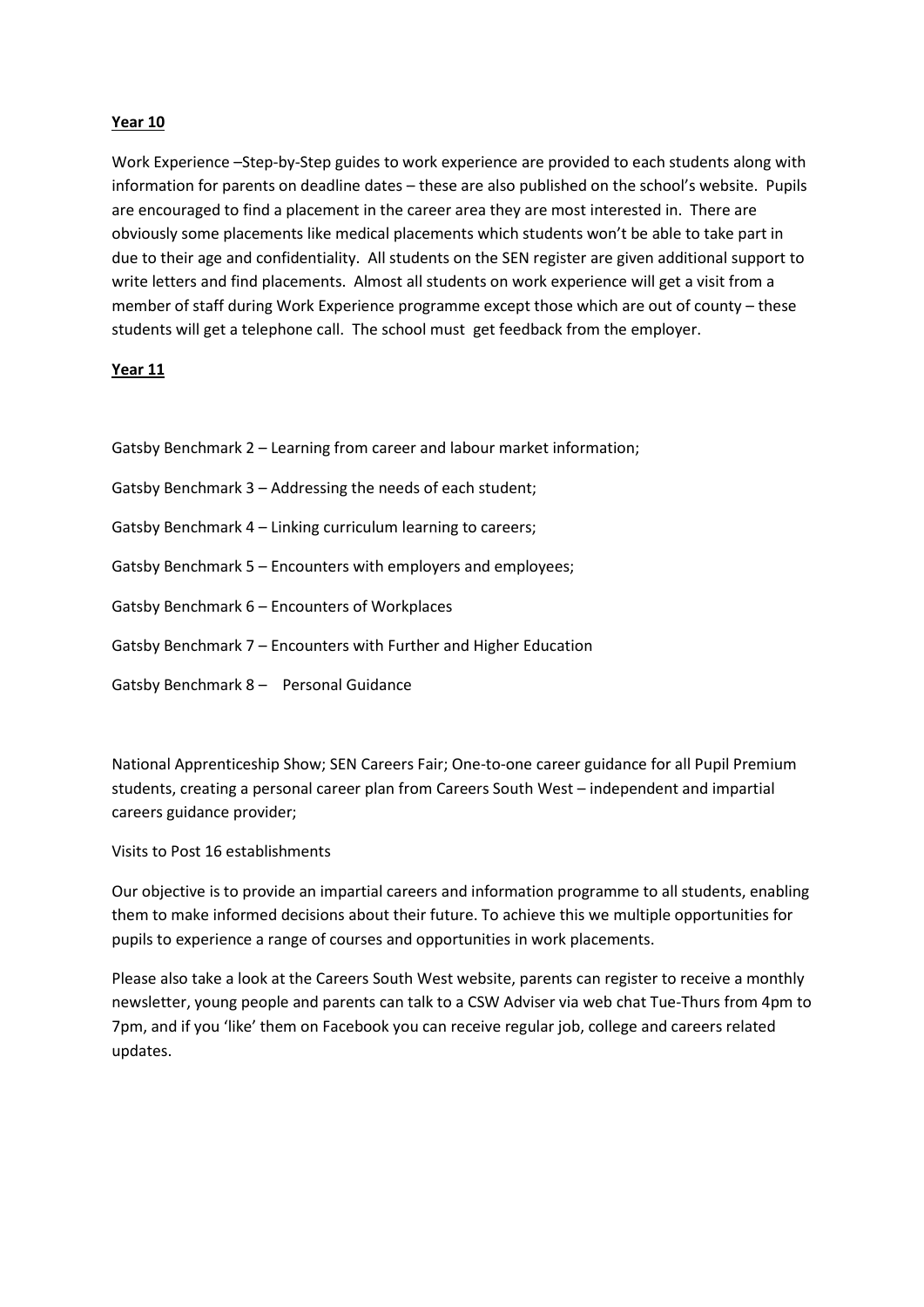**Year 10**

Work Experience –Step-by-Step guides to work experience are provided to each students along with information for parents on deadline dates – these are also published on the school's website. Pupils are encouraged to find a placement in the career area they are most interested in. There are obviously some placements like medical placements which students won't be able to take part in due to their age and confidentiality. All students on the SEN register are given additional support to write letters and find placements. Almost all students on work experience will get a visit from a member of staff during Work Experience programme except those which are out of county – these students will get a telephone call. The school must get feedback from the employer.

**Year 11**

Gatsby Benchmark 2 – Learning from career and labour market information;

Gatsby Benchmark 3 – Addressing the needs of each student;

Gatsby Benchmark 4 – Linking curriculum learning to careers;

Gatsby Benchmark 5 – Encounters with employers and employees;

Gatsby Benchmark 6 – Encounters of Workplaces

Gatsby Benchmark 7 – Encounters with Further and Higher Education

Gatsby Benchmark 8 – Personal Guidance

National Apprenticeship Show; SEN Careers Fair; One-to-one career guidance for all Pupil Premium students, creating a personal career plan from Careers South West – independent and impartial careers guidance provider;

Visits to Post 16 establishments

Our objective is to provide an impartial careers and information programme to all students, enabling them to make informed decisions about their future. To achieve this we multiple opportunities for pupils to experience a range of courses and opportunities in work placements.

Please also take a look at the Careers South West website, parents can register to receive a monthly newsletter, young people and parents can talk to a CSW Adviser via web chat Tue-Thurs from 4pm to 7pm, and if you 'like' them on Facebook you can receive regular job, college and careers related updates.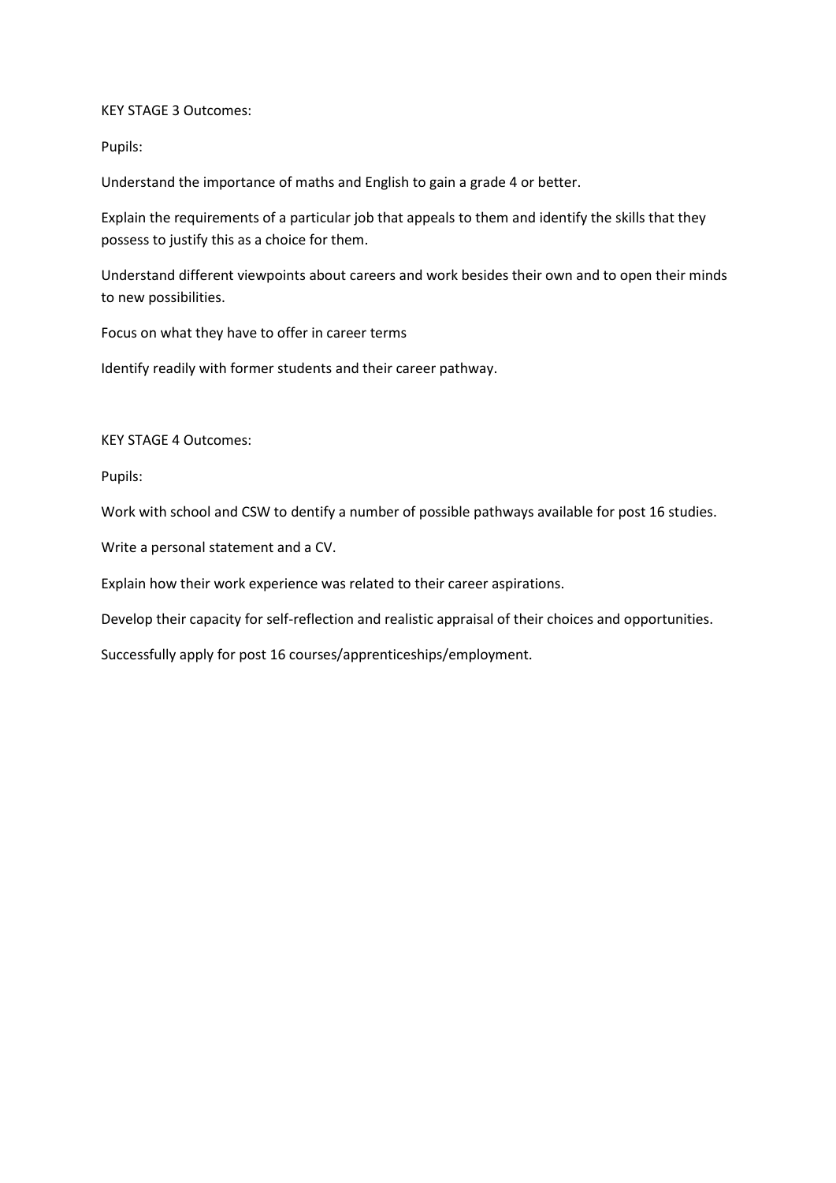KEY STAGE 3 Outcomes:

Pupils:

Understand the importance of maths and English to gain a grade 4 or better.

Explain the requirements of a particular job that appeals to them and identify the skills that they possess to justify this as a choice for them.

Understand different viewpoints about careers and work besides their own and to open their minds to new possibilities.

Focus on what they have to offer in career terms

Identify readily with former students and their career pathway.

KEY STAGE 4 Outcomes:

Pupils:

Work with school and CSW to dentify a number of possible pathways available for post 16 studies.

Write a personal statement and a CV.

Explain how their work experience was related to their career aspirations.

Develop their capacity for self-reflection and realistic appraisal of their choices and opportunities.

Successfully apply for post 16 courses/apprenticeships/employment.